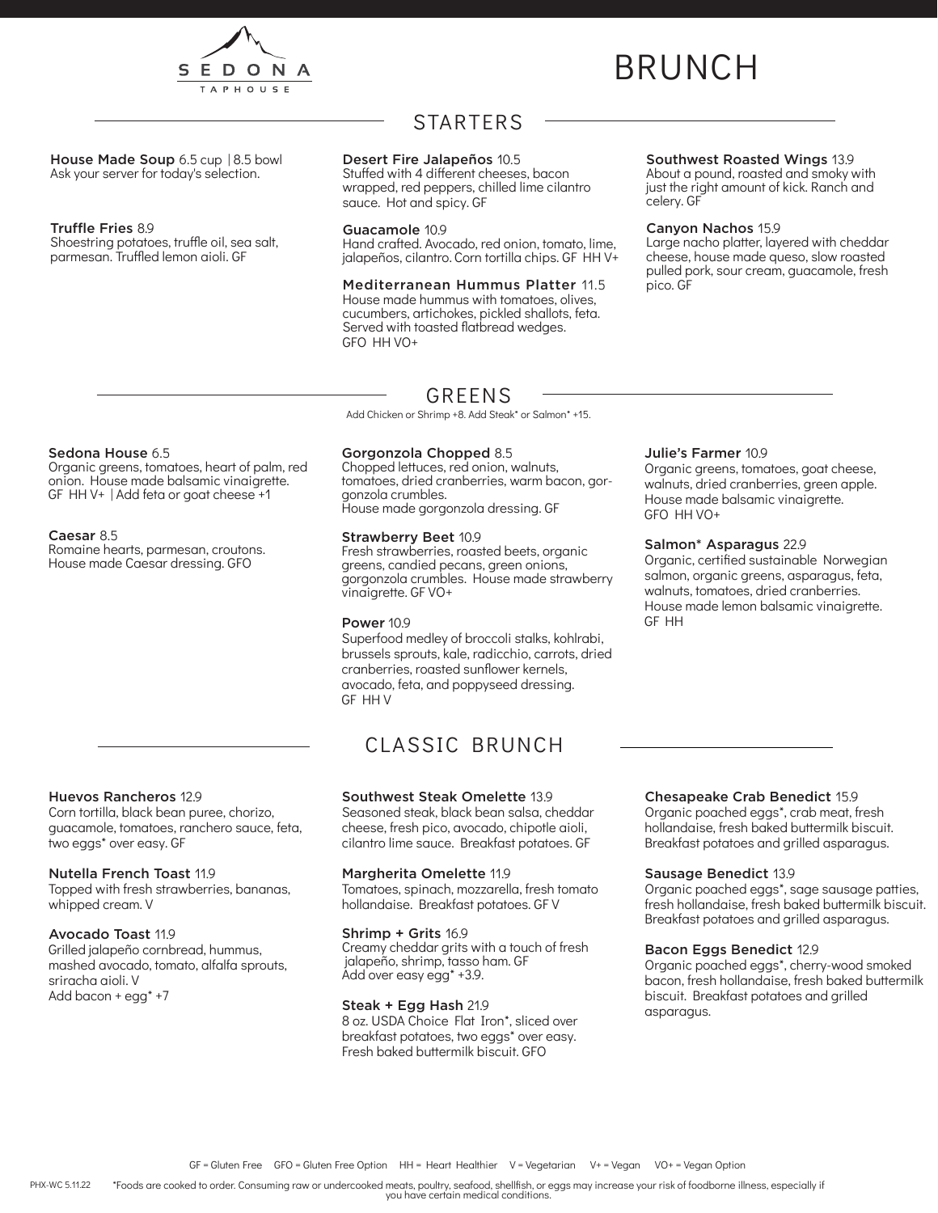SEDONA TAPHOUSE

# BRUNCH

## STARTERS

**House Made Soup** 6.5 cup | 8.5 bowl
Ask your server for today's selection.

**Truffle Fries** 8.9
Shoestring potatoes, truffle oil, sea salt, parmesan. Truffled lemon aioli. GF

**Desert Fire Jalapeños** 10.5
Stuffed with 4 different cheeses, bacon wrapped, red peppers, chilled lime cilantro sauce. Hot and spicy. GF

**Guacamole** 10.9
Hand crafted. Avocado, red onion, tomato, lime, jalapeños, cilantro. Corn tortilla chips. GF HH V+

**Mediterranean Hummus Platter** 11.5
House made hummus with tomatoes, olives, cucumbers, artichokes, pickled shallots, feta. Served with toasted flatbread wedges.
GFO HH VO+

**Southwest Roasted Wings** 13.9
About a pound, roasted and smoky with just the right amount of kick. Ranch and celery. GF

**Canyon Nachos** 15.9
Large nacho platter, layered with cheddar cheese, house made queso, slow roasted pulled pork, sour cream, guacamole, fresh pico. GF

## GREENS

Add Chicken or Shrimp +8. Add Steak* or Salmon* +15.

**Sedona House** 6.5
Organic greens, tomatoes, heart of palm, red onion. House made balsamic vinaigrette.
GF HH V+ | Add feta or goat cheese +1

**Caesar** 8.5
Romaine hearts, parmesan, croutons.
House made Caesar dressing. GFO

**Gorgonzola Chopped** 8.5
Chopped lettuces, red onion, walnuts, tomatoes, dried cranberries, warm bacon, gorgonzola crumbles.
House made gorgonzola dressing. GF

**Strawberry Beet** 10.9
Fresh strawberries, roasted beets, organic greens, candied pecans, green onions, gorgonzola crumbles. House made strawberry vinaigrette. GF VO+

**Power** 10.9
Superfood medley of broccoli stalks, kohlrabi, brussels sprouts, kale, radicchio, carrots, dried cranberries, roasted sunflower kernels, avocado, feta, and poppyseed dressing.
GF HH V

**Julie's Farmer** 10.9
Organic greens, tomatoes, goat cheese, walnuts, dried cranberries, green apple. House made balsamic vinaigrette.
GFO HH VO+

**Salmon* Asparagus** 22.9
Organic, certified sustainable Norwegian salmon, organic greens, asparagus, feta, walnuts, tomatoes, dried cranberries. House made lemon balsamic vinaigrette.
GF HH

## CLASSIC BRUNCH

**Huevos Rancheros** 12.9
Corn tortilla, black bean puree, chorizo, guacamole, tomatoes, ranchero sauce, feta, two eggs* over easy. GF

**Nutella French Toast** 11.9
Topped with fresh strawberries, bananas, whipped cream. V

**Avocado Toast** 11.9
Grilled jalapeño cornbread, hummus, mashed avocado, tomato, alfalfa sprouts, sriracha aioli. V
Add bacon + egg* +7

**Southwest Steak Omelette** 13.9
Seasoned steak, black bean salsa, cheddar cheese, fresh pico, avocado, chipotle aioli, cilantro lime sauce. Breakfast potatoes. GF

**Margherita Omelette** 11.9
Tomatoes, spinach, mozzarella, fresh tomato hollandaise. Breakfast potatoes. GF V

**Shrimp + Grits** 16.9
Creamy cheddar grits with a touch of fresh jalapeño, shrimp, tasso ham. GF
Add over easy egg* +3.9.

**Steak + Egg Hash** 21.9
8 oz. USDA Choice Flat Iron*, sliced over breakfast potatoes, two eggs* over easy. Fresh baked buttermilk biscuit. GFO

**Chesapeake Crab Benedict** 15.9
Organic poached eggs*, crab meat, fresh hollandaise, fresh baked buttermilk biscuit. Breakfast potatoes and grilled asparagus.

**Sausage Benedict** 13.9
Organic poached eggs*, sage sausage patties, fresh hollandaise, fresh baked buttermilk biscuit. Breakfast potatoes and grilled asparagus.

**Bacon Eggs Benedict** 12.9
Organic poached eggs*, cherry-wood smoked bacon, fresh hollandaise, fresh baked buttermilk biscuit. Breakfast potatoes and grilled asparagus.

GF = Gluten Free GFO = Gluten Free Option HH = Heart Healthier V = Vegetarian V+ = Vegan VO+ = Vegan Option

PHX-WC 5.11.22 *Foods are cooked to order. Consuming raw or undercooked meats, poultry, seafood, shellfish, or eggs may increase your risk of foodborne illness, especially if you have certain medical conditions.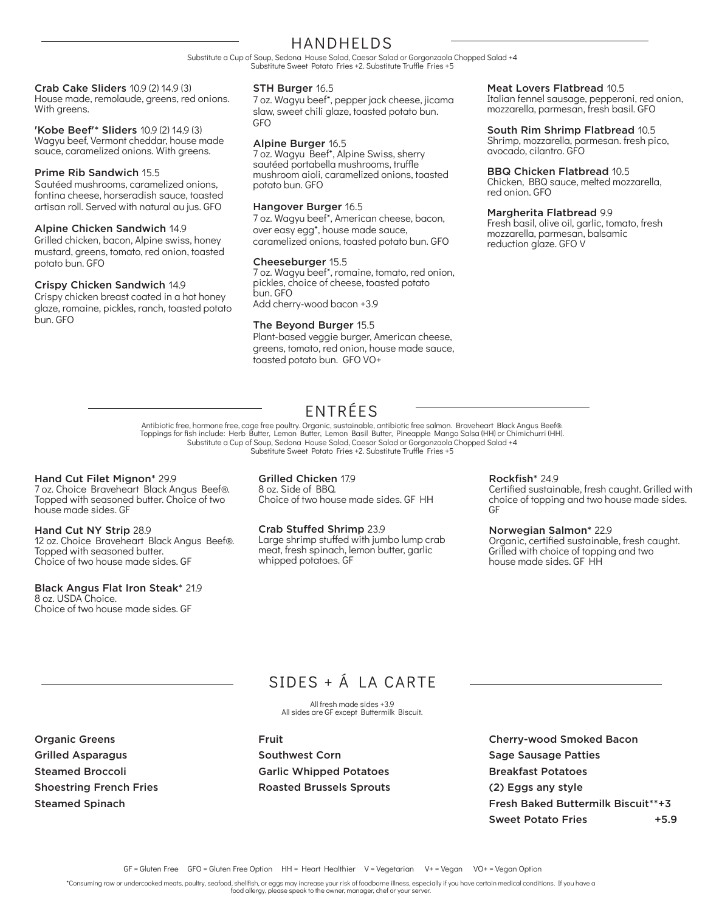## HANDHELDS

Substitute a Cup of Soup, Sedona House Salad, Caesar Salad or Gorgonzaola Chopped Salad +4
Substitute Sweet Potato Fries +2. Substitute Truffle Fries +5

**Crab Cake Sliders** 10.9 (2) 14.9 (3)
House made, remolaude, greens, red onions. With greens.

**'Kobe Beef'* Sliders** 10.9 (2) 14.9 (3)
Wagyu beef, Vermont cheddar, house made sauce, caramelized onions. With greens.

**Prime Rib Sandwich** 15.5
Sautéed mushrooms, caramelized onions, fontina cheese, horseradish sauce, toasted artisan roll. Served with natural au jus. GFO

**Alpine Chicken Sandwich** 14.9
Grilled chicken, bacon, Alpine swiss, honey mustard, greens, tomato, red onion, toasted potato bun. GFO

**Crispy Chicken Sandwich** 14.9
Crispy chicken breast coated in a hot honey glaze, romaine, pickles, ranch, toasted potato bun. GFO

**STH Burger** 16.5
7 oz. Wagyu beef*, pepper jack cheese, jicama slaw, sweet chili glaze, toasted potato bun. GFO

**Alpine Burger** 16.5
7 oz. Wagyu Beef*, Alpine Swiss, sherry sautéed portabella mushrooms, truffle mushroom aioli, caramelized onions, toasted potato bun. GFO

**Hangover Burger** 16.5
7 oz. Wagyu beef*, American cheese, bacon, over easy egg*, house made sauce, caramelized onions, toasted potato bun. GFO

**Cheeseburger** 15.5
7 oz. Wagyu beef*, romaine, tomato, red onion, pickles, choice of cheese, toasted potato bun. GFO
Add cherry-wood bacon +3.9

**The Beyond Burger** 15.5
Plant-based veggie burger, American cheese, greens, tomato, red onion, house made sauce, toasted potato bun. GFO VO+

**Meat Lovers Flatbread** 10.5
Italian fennel sausage, pepperoni, red onion, mozzarella, parmesan, fresh basil. GFO

**South Rim Shrimp Flatbread** 10.5
Shrimp, mozzarella, parmesan. fresh pico, avocado, cilantro. GFO

**BBQ Chicken Flatbread** 10.5
Chicken, BBQ sauce, melted mozzarella, red onion. GFO

**Margherita Flatbread** 9.9
Fresh basil, olive oil, garlic, tomato, fresh mozzarella, parmesan, balsamic reduction glaze. GFO V

## ENTRÉES

Antibiotic free, hormone free, cage free poultry. Organic, sustainable, antibiotic free salmon. Braveheart Black Angus Beef®.
Toppings for fish include: Herb Butter, Lemon Butter, Lemon Basil Butter, Pineapple Mango Salsa (HH) or Chimichurri (HH).
Substitute a Cup of Soup, Sedona House Salad, Caesar Salad or Gorgonzaola Chopped Salad +4
Substitute Sweet Potato Fries +2. Substitute Truffle Fries +5

**Hand Cut Filet Mignon*** 29.9
7 oz. Choice Braveheart Black Angus Beef®. Topped with seasoned butter. Choice of two house made sides. GF

**Hand Cut NY Strip** 28.9
12 oz. Choice Braveheart Black Angus Beef®. Topped with seasoned butter. Choice of two house made sides. GF

**Black Angus Flat Iron Steak*** 21.9
8 oz. USDA Choice.
Choice of two house made sides. GF

**Grilled Chicken** 17.9
8 oz. Side of BBQ.
Choice of two house made sides. GF HH

**Crab Stuffed Shrimp** 23.9
Large shrimp stuffed with jumbo lump crab meat, fresh spinach, lemon butter, garlic whipped potatoes. GF

**Rockfish*** 24.9
Certified sustainable, fresh caught. Grilled with choice of topping and two house made sides. GF

**Norwegian Salmon*** 22.9
Organic, certified sustainable, fresh caught. Grilled with choice of topping and two house made sides. GF HH

## SIDES + Á LA CARTE

All fresh made sides +3.9
All sides are GF except Buttermilk Biscuit.

- Organic Greens
- Grilled Asparagus
- Steamed Broccoli
- Shoestring French Fries
- Steamed Spinach
- Fruit
- Southwest Corn
- Garlic Whipped Potatoes
- Roasted Brussels Sprouts
- Cherry-wood Smoked Bacon
- Sage Sausage Patties
- Breakfast Potatoes
- (2) Eggs any style
- Fresh Baked Buttermilk Biscuit**+3
- Sweet Potato Fries +5.9

GF = Gluten Free GFO = Gluten Free Option HH = Heart Healthier V = Vegetarian V+ = Vegan VO+ = Vegan Option

*Consuming raw or undercooked meats, poultry, seafood, shellfish, or eggs may increase your risk of foodborne illness, especially if you have certain medical conditions. If you have a food allergy, please speak to the owner, manager, chef or your server.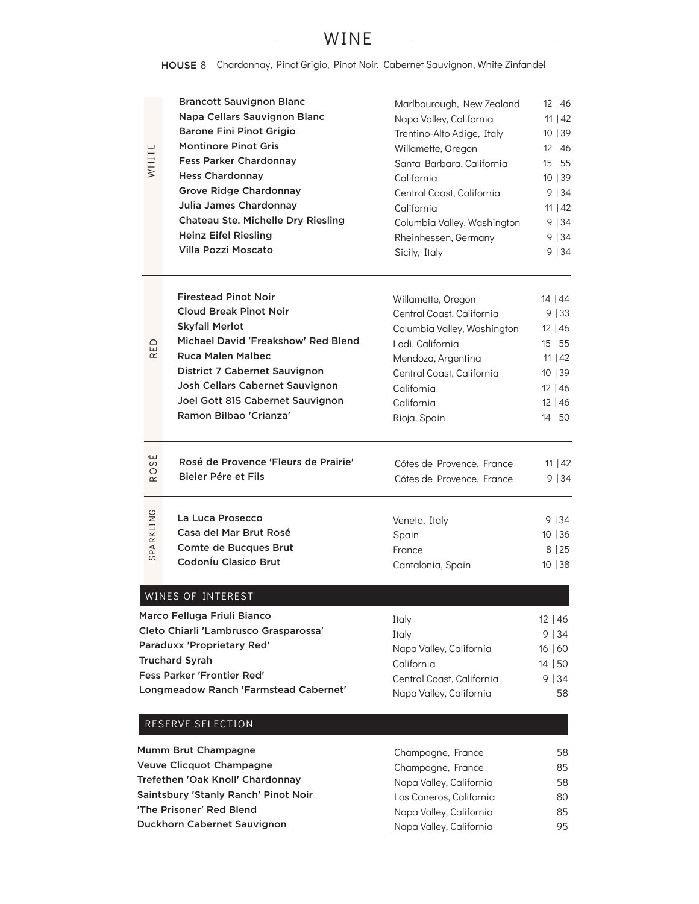# WINE

**HOUSE** 8 Chardonnay, Pinot Grigio, Pinot Noir, Cabernet Sauvignon, White Zinfandel

## WHITE

| Wine | Region | Price |
|---|---|---|
| **Brancott Sauvignon Blanc** | Marlbourough, New Zealand | 12 \| 46 |
| **Napa Cellars Sauvignon Blanc** | Napa Valley, California | 11 \| 42 |
| **Barone Fini Pinot Grigio** | Trentino-Alto Adige, Italy | 10 \| 39 |
| **Montinore Pinot Gris** | Willamette, Oregon | 12 \| 46 |
| **Fess Parker Chardonnay** | Santa Barbara, California | 15 \| 55 |
| **Hess Chardonnay** | California | 10 \| 39 |
| **Grove Ridge Chardonnay** | Central Coast, California | 9 \| 34 |
| **Julia James Chardonnay** | California | 11 \| 42 |
| **Chateau Ste. Michelle Dry Riesling** | Columbia Valley, Washington | 9 \| 34 |
| **Heinz Eifel Riesling** | Rheinhessen, Germany | 9 \| 34 |
| **Villa Pozzi Moscato** | Sicily, Italy | 9 \| 34 |

## RED

| Wine | Region | Price |
|---|---|---|
| **Firestead Pinot Noir** | Willamette, Oregon | 14 \| 44 |
| **Cloud Break Pinot Noir** | Central Coast, California | 9 \| 33 |
| **Skyfall Merlot** | Columbia Valley, Washington | 12 \| 46 |
| **Michael David 'Freakshow' Red Blend** | Lodi, California | 15 \| 55 |
| **Ruca Malen Malbec** | Mendoza, Argentina | 11 \| 42 |
| **District 7 Cabernet Sauvignon** | Central Coast, California | 10 \| 39 |
| **Josh Cellars Cabernet Sauvignon** | California | 12 \| 46 |
| **Joel Gott 815 Cabernet Sauvignon** | California | 12 \| 46 |
| **Ramon Bilbao 'Crianza'** | Rioja, Spain | 14 \| 50 |

## ROSÉ

| Wine | Region | Price |
|---|---|---|
| **Rosé de Provence 'Fleurs de Prairie'** | Cótes de Provence, France | 11 \| 42 |
| **Bieler Pére et Fils** | Cótes de Provence, France | 9 \| 34 |

## SPARKLING

| Wine | Region | Price |
|---|---|---|
| **La Luca Prosecco** | Veneto, Italy | 9 \| 34 |
| **Casa del Mar Brut Rosé** | Spain | 10 \| 36 |
| **Comte de Bucques Brut** | France | 8 \| 25 |
| **CodonÍu Clasico Brut** | Cantalonia, Spain | 10 \| 38 |

## WINES OF INTEREST

| Wine | Region | Price |
|---|---|---|
| **Marco Felluga Friuli Bianco** | Italy | 12 \| 46 |
| **Cleto Chiarli 'Lambrusco Grasparossa'** | Italy | 9 \| 34 |
| **Paraduxx 'Proprietary Red'** | Napa Valley, California | 16 \| 60 |
| **Truchard Syrah** | California | 14 \| 50 |
| **Fess Parker 'Frontier Red'** | Central Coast, California | 9 \| 34 |
| **Longmeadow Ranch 'Farmstead Cabernet'** | Napa Valley, California | 58 |

## RESERVE SELECTION

| Wine | Region | Price |
|---|---|---|
| **Mumm Brut Champagne** | Champagne, France | 58 |
| **Veuve Clicquot Champagne** | Champagne, France | 85 |
| **Trefethen 'Oak Knoll' Chardonnay** | Napa Valley, California | 58 |
| **Saintsbury 'Stanly Ranch' Pinot Noir** | Los Caneros, California | 80 |
| **'The Prisoner' Red Blend** | Napa Valley, California | 85 |
| **Duckhorn Cabernet Sauvignon** | Napa Valley, California | 95 |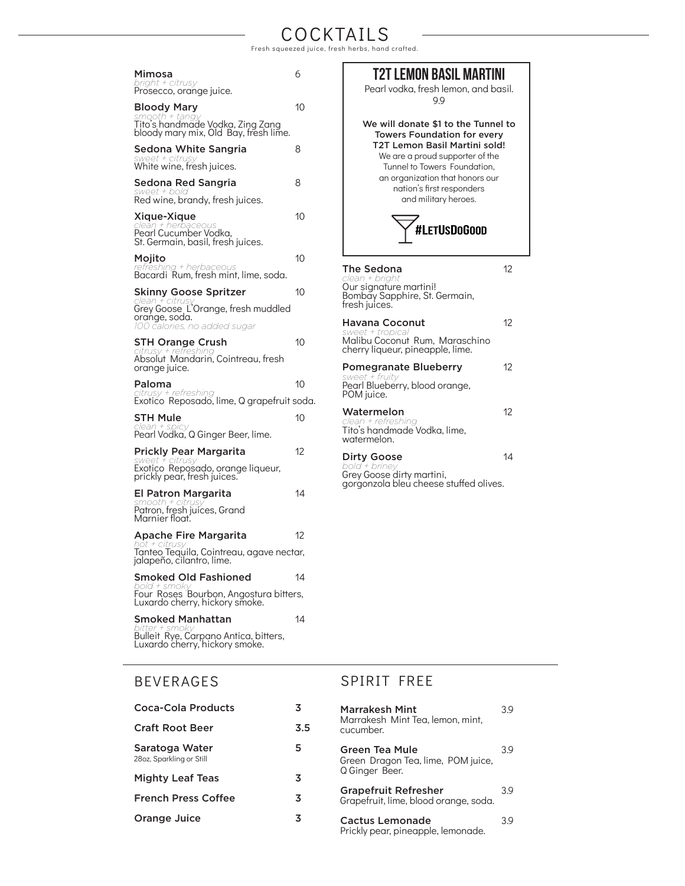# COCKTAILS

Fresh squeezed juice, fresh herbs, hand crafted.

**Mimosa** 6
*bright + citrusy*
Prosecco, orange juice.

**Bloody Mary** 10
*smooth + tangy*
Tito's handmade Vodka, Zing Zang bloody mary mix, Old Bay, fresh lime.

**Sedona White Sangria** 8
*sweet + citrusy*
White wine, fresh juices.

**Sedona Red Sangria** 8
*sweet + bold*
Red wine, brandy, fresh juices.

**Xique-Xique** 10
*clean + herbaceous*
Pearl Cucumber Vodka, St. Germain, basil, fresh juices.

**Mojito** 10
*refreshing + herbaceous*
Bacardi Rum, fresh mint, lime, soda.

**Skinny Goose Spritzer** 10
*clean + citrusy*
Grey Goose L'Orange, fresh muddled orange, soda.
*100 calories, no added sugar*

**STH Orange Crush** 10
*citrusy + refreshing*
Absolut Mandarin, Cointreau, fresh orange juice.

**Paloma** 10
*citrusy + refreshing*
Exotico Reposado, lime, Q grapefruit soda.

**STH Mule** 10
*clean + spicy*
Pearl Vodka, Q Ginger Beer, lime.

**Prickly Pear Margarita** 12
*sweet + citrusy*
Exotico Reposado, orange liqueur, prickly pear, fresh juices.

**El Patron Margarita** 14
*smooth + citrusy*
Patron, fresh juices, Grand Marnier float.

**Apache Fire Margarita** 12
*hot + citrusy*
Tanteo Tequila, Cointreau, agave nectar, jalapeño, cilantro, lime.

**Smoked Old Fashioned** 14
*bold + smoky*
Four Roses Bourbon, Angostura bitters, Luxardo cherry, hickory smoke.

**Smoked Manhattan** 14
*bitter + smoky*
Bulleit Rye, Carpano Antica, bitters, Luxardo cherry, hickory smoke.

## T2T LEMON BASIL MARTINI

Pearl vodka, fresh lemon, and basil.
9.9

**We will donate $1 to the Tunnel to Towers Foundation for every T2T Lemon Basil Martini sold!**
We are a proud supporter of the Tunnel to Towers Foundation, an organization that honors our nation's first responders and military heroes.

**#LetUsDoGood**

**The Sedona** 12
*clean + bright*
Our signature martini!
Bombay Sapphire, St. Germain, fresh juices.

**Havana Coconut** 12
*sweet + tropical*
Malibu Coconut Rum, Maraschino cherry liqueur, pineapple, lime.

**Pomegranate Blueberry** 12
*sweet + fruity*
Pearl Blueberry, blood orange, POM juice.

**Watermelon** 12
*clean + refreshing*
Tito's handmade Vodka, lime, watermelon.

**Dirty Goose** 14
*bold + briney*
Grey Goose dirty martini, gorgonzola bleu cheese stuffed olives.

# BEVERAGES

| | |
|---|---|
| **Coca-Cola Products** | 3 |
| **Craft Root Beer** | 3.5 |
| **Saratoga Water** 28oz, Sparkling or Still | 5 |
| **Mighty Leaf Teas** | 3 |
| **French Press Coffee** | 3 |
| **Orange Juice** | 3 |

# SPIRIT FREE

**Marrakesh Mint** 3.9
Marrakesh Mint Tea, lemon, mint, cucumber.

**Green Tea Mule** 3.9
Green Dragon Tea, lime, POM juice, Q Ginger Beer.

**Grapefruit Refresher** 3.9
Grapefruit, lime, blood orange, soda.

**Cactus Lemonade** 3.9
Prickly pear, pineapple, lemonade.